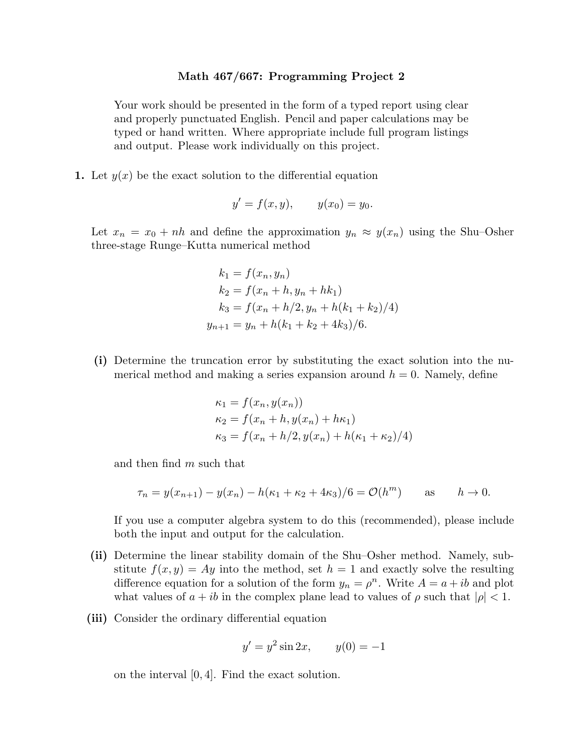# Math 467/667: Programming Project 2

Your work should be presented in the form of a typed report using clear and properly punctuated English. Pencil and paper calculations may be typed or hand written. Where appropriate include full program listings and output. Please work individually on this project.

**1.** Let $y(x)$ be the exact solution to the differential equation

$$y' = f(x, y), \qquad y(x_0) = y_0.$$

Let $x_n = x_0 + nh$ and define the approximation $y_n \approx y(x_n)$ using the Shu–Osher three-stage Runge–Kutta numerical method

$$\begin{aligned}
k_1 &= f(x_n, y_n) \\
k_2 &= f(x_n + h, y_n + hk_1) \\
k_3 &= f(x_n + h/2, y_n + h(k_1 + k_2)/4) \\
y_{n+1} &= y_n + h(k_1 + k_2 + 4k_3)/6.
\end{aligned}$$

**(i)** Determine the truncation error by substituting the exact solution into the numerical method and making a series expansion around $h = 0$. Namely, define

$$\begin{aligned}
\kappa_1 &= f(x_n, y(x_n)) \\
\kappa_2 &= f(x_n + h, y(x_n) + h\kappa_1) \\
\kappa_3 &= f(x_n + h/2, y(x_n) + h(\kappa_1 + \kappa_2)/4)
\end{aligned}$$

and then find $m$ such that

$$\tau_n = y(x_{n+1}) - y(x_n) - h(\kappa_1 + \kappa_2 + 4\kappa_3)/6 = \mathcal{O}(h^m) \qquad \text{as} \qquad h \to 0.$$

If you use a computer algebra system to do this (recommended), please include both the input and output for the calculation.

**(ii)** Determine the linear stability domain of the Shu–Osher method. Namely, substitute $f(x, y) = Ay$ into the method, set $h = 1$ and exactly solve the resulting difference equation for a solution of the form $y_n = \rho^n$. Write $A = a + ib$ and plot what values of $a + ib$ in the complex plane lead to values of $\rho$ such that $|\rho| < 1$.

**(iii)** Consider the ordinary differential equation

$$y' = y^2 \sin 2x, \qquad y(0) = -1$$

on the interval $[0, 4]$. Find the exact solution.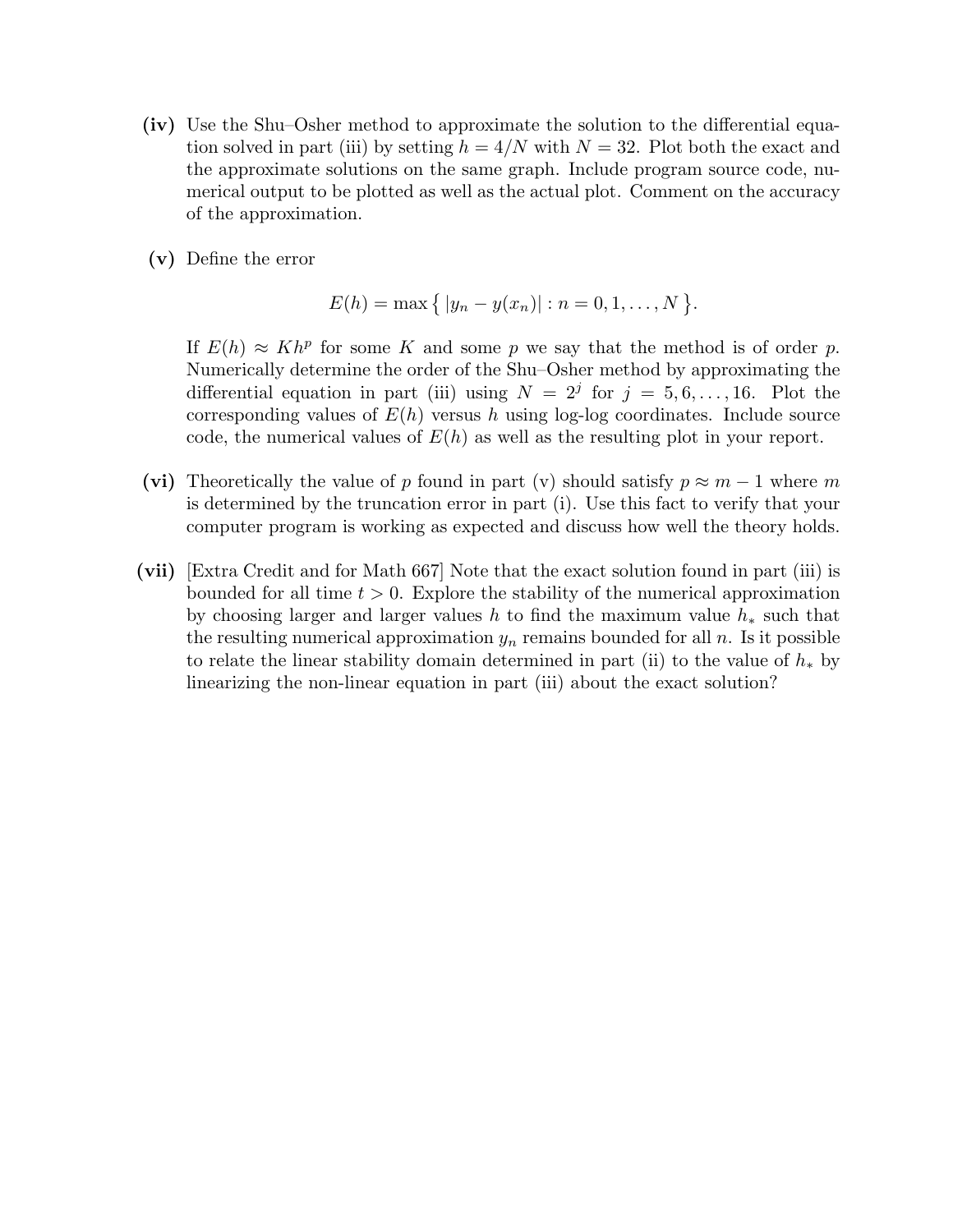**(iv)** Use the Shu–Osher method to approximate the solution to the differential equation solved in part (iii) by setting $h = 4/N$ with $N = 32$. Plot both the exact and the approximate solutions on the same graph. Include program source code, numerical output to be plotted as well as the actual plot. Comment on the accuracy of the approximation.

**(v)** Define the error

$$E(h) = \max\left\{\, |y_n - y(x_n)| : n = 0, 1, \ldots, N \,\right\}.$$

If $E(h) \approx Kh^p$ for some $K$ and some $p$ we say that the method is of order $p$. Numerically determine the order of the Shu–Osher method by approximating the differential equation in part (iii) using $N = 2^j$ for $j = 5, 6, \ldots, 16$. Plot the corresponding values of $E(h)$ versus $h$ using log-log coordinates. Include source code, the numerical values of $E(h)$ as well as the resulting plot in your report.

**(vi)** Theoretically the value of $p$ found in part (v) should satisfy $p \approx m - 1$ where $m$ is determined by the truncation error in part (i). Use this fact to verify that your computer program is working as expected and discuss how well the theory holds.

**(vii)** [Extra Credit and for Math 667] Note that the exact solution found in part (iii) is bounded for all time $t > 0$. Explore the stability of the numerical approximation by choosing larger and larger values $h$ to find the maximum value $h_*$ such that the resulting numerical approximation $y_n$ remains bounded for all $n$. Is it possible to relate the linear stability domain determined in part (ii) to the value of $h_*$ by linearizing the non-linear equation in part (iii) about the exact solution?